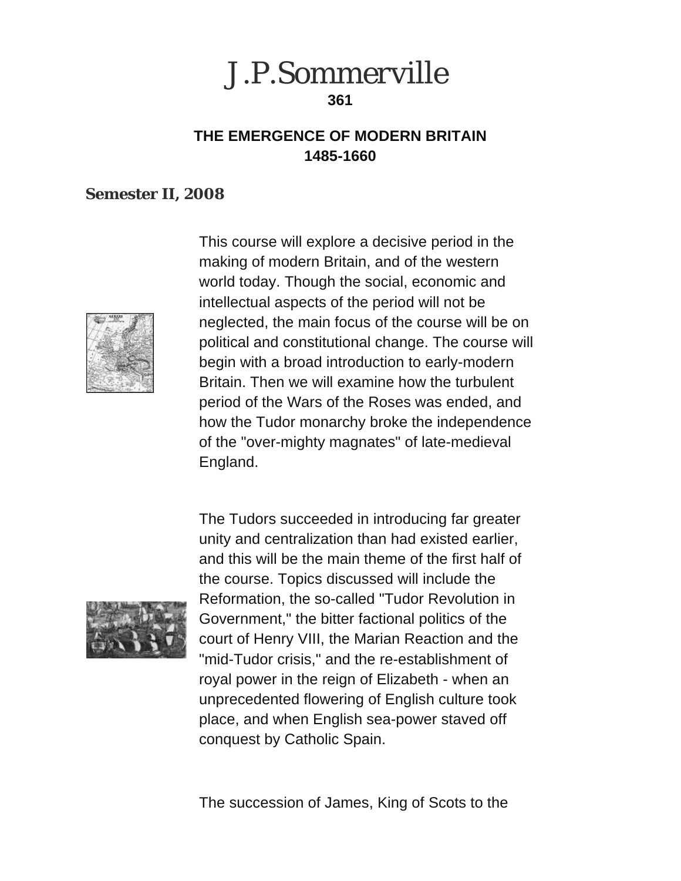# J.P.Sommerville

**361**

## THE EMERGENCE OF MODERN BRITAIN 1485-1660

**Semester II, 2008**

This course will explore a decisive period in the making of modern Britain, and of the western world today. Though the social, economic and intellectual aspects of the period will not be neglected, the main focus of the course will be on political and constitutional change. The course will begin with a broad introduction to early-modern Britain. Then we will examine how the turbulent period of the Wars of the Roses was ended, and how the Tudor monarchy broke the independence of the "over-mighty magnates" of late-medieval England.

The Tudors succeeded in introducing far greater unity and centralization than had existed earlier, and this will be the main theme of the first half of the course. Topics discussed will include the Reformation, the so-called "Tudor Revolution in Government," the bitter factional politics of the court of Henry VIII, the Marian Reaction and the "mid-Tudor crisis," and the re-establishment of royal power in the reign of Elizabeth - when an unprecedented flowering of English culture took place, and when English sea-power staved off conquest by Catholic Spain.

The succession of James, King of Scots to the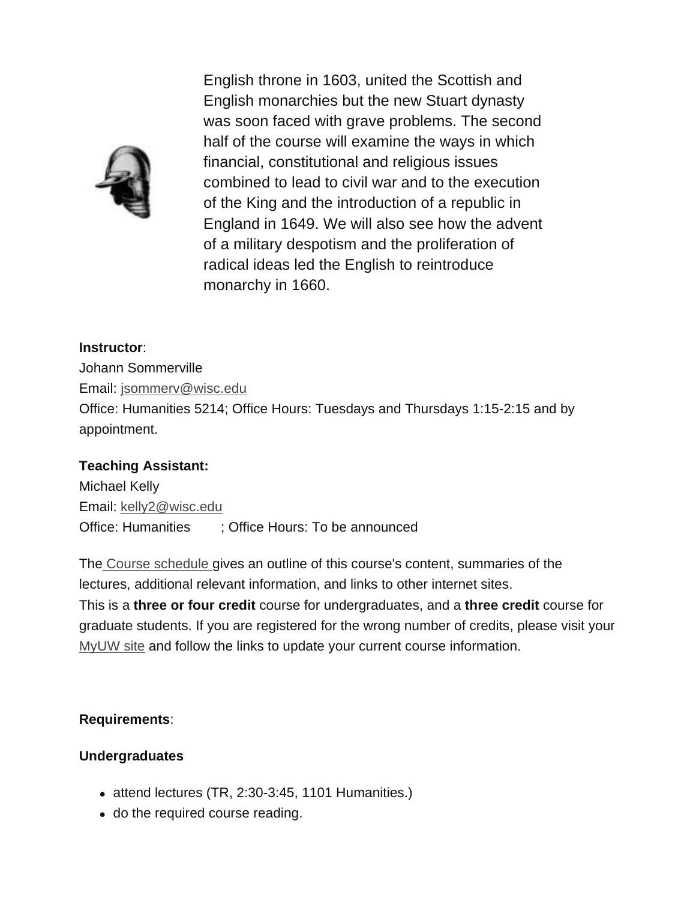English throne in 1603, united the Scottish and English monarchies but the new Stuart dynasty was soon faced with grave problems. The second half of the course will examine the ways in which financial, constitutional and religious issues combined to lead to civil war and to the execution of the King and the introduction of a republic in England in 1649. We will also see how the advent of a military despotism and the proliferation of radical ideas led the English to reintroduce monarchy in 1660.

**Instructor**:
Johann Sommerville
Email: jsommerv@wisc.edu
Office: Humanities 5214; Office Hours: Tuesdays and Thursdays 1:15-2:15 and by appointment.

**Teaching Assistant:**
Michael Kelly
Email: kelly2@wisc.edu
Office: Humanities ; Office Hours: To be announced

The Course schedule gives an outline of this course's content, summaries of the lectures, additional relevant information, and links to other internet sites.
This is a **three or four credit** course for undergraduates, and a **three credit** course for graduate students. If you are registered for the wrong number of credits, please visit your MyUW site and follow the links to update your current course information.

**Requirements**:

**Undergraduates**

- attend lectures (TR, 2:30-3:45, 1101 Humanities.)
- do the required course reading.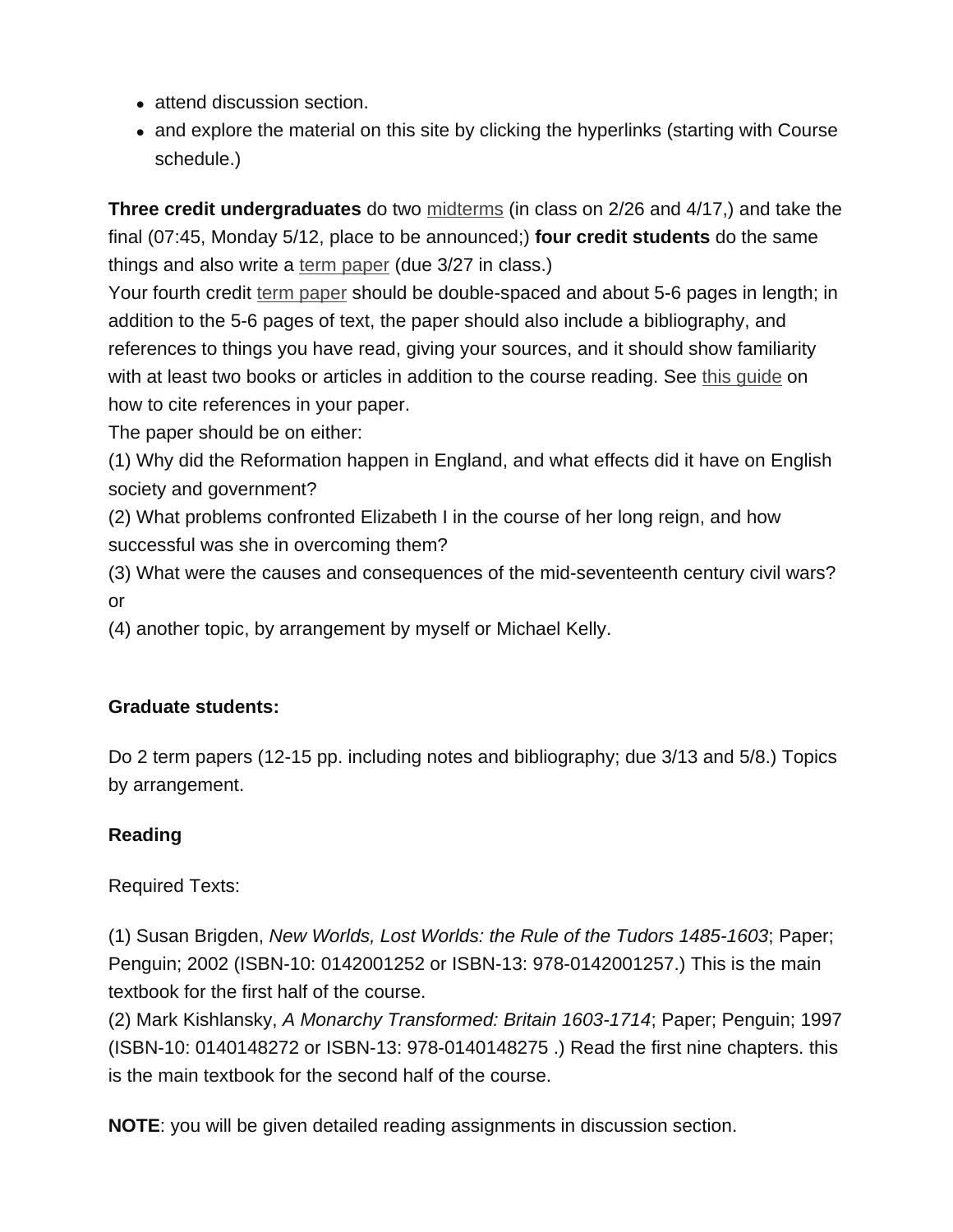- attend discussion section.
- and explore the material on this site by clicking the hyperlinks (starting with Course schedule.)

**Three credit undergraduates** do two midterms (in class on 2/26 and 4/17,) and take the final (07:45, Monday 5/12, place to be announced;) **four credit students** do the same things and also write a term paper (due 3/27 in class.)
Your fourth credit term paper should be double-spaced and about 5-6 pages in length; in addition to the 5-6 pages of text, the paper should also include a bibliography, and references to things you have read, giving your sources, and it should show familiarity with at least two books or articles in addition to the course reading. See this guide on how to cite references in your paper.
The paper should be on either:
(1) Why did the Reformation happen in England, and what effects did it have on English society and government?
(2) What problems confronted Elizabeth I in the course of her long reign, and how successful was she in overcoming them?
(3) What were the causes and consequences of the mid-seventeenth century civil wars? or
(4) another topic, by arrangement by myself or Michael Kelly.

**Graduate students:**

Do 2 term papers (12-15 pp. including notes and bibliography; due 3/13 and 5/8.) Topics by arrangement.

**Reading**

Required Texts:

(1) Susan Brigden, *New Worlds, Lost Worlds: the Rule of the Tudors 1485-1603*; Paper; Penguin; 2002 (ISBN-10: 0142001252 or ISBN-13: 978-0142001257.) This is the main textbook for the first half of the course.
(2) Mark Kishlansky, *A Monarchy Transformed: Britain 1603-1714*; Paper; Penguin; 1997 (ISBN-10: 0140148272 or ISBN-13: 978-0140148275 .) Read the first nine chapters. this is the main textbook for the second half of the course.

**NOTE**: you will be given detailed reading assignments in discussion section.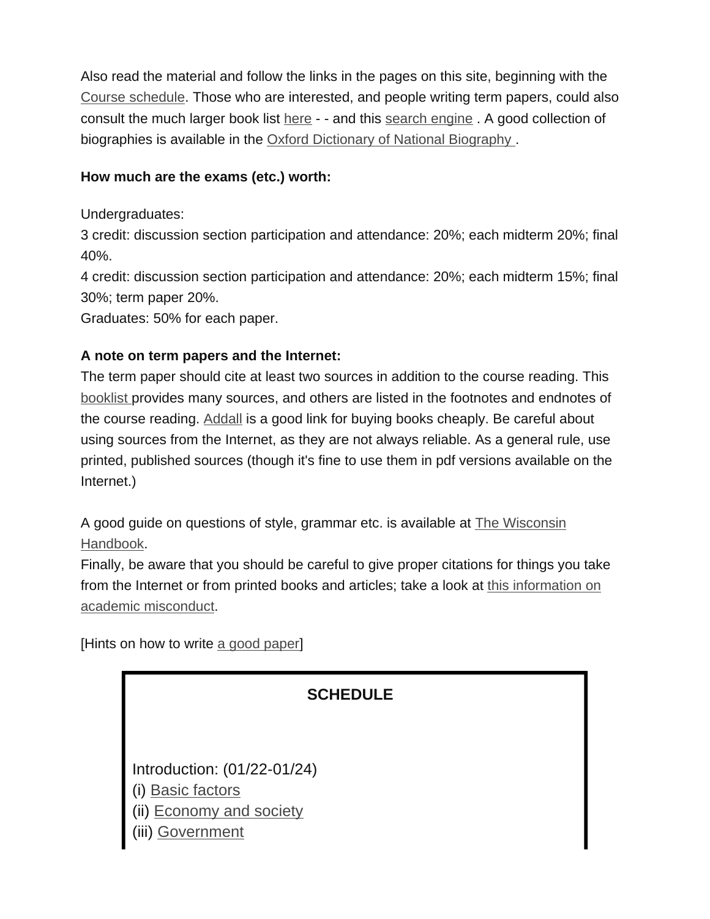Also read the material and follow the links in the pages on this site, beginning with the Course schedule. Those who are interested, and people writing term papers, could also consult the much larger book list here - - and this search engine . A good collection of biographies is available in the Oxford Dictionary of National Biography .

**How much are the exams (etc.) worth:**

Undergraduates:
3 credit: discussion section participation and attendance: 20%; each midterm 20%; final 40%.
4 credit: discussion section participation and attendance: 20%; each midterm 15%; final 30%; term paper 20%.
Graduates: 50% for each paper.

**A note on term papers and the Internet:**
The term paper should cite at least two sources in addition to the course reading. This booklist provides many sources, and others are listed in the footnotes and endnotes of the course reading. Addall is a good link for buying books cheaply. Be careful about using sources from the Internet, as they are not always reliable. As a general rule, use printed, published sources (though it's fine to use them in pdf versions available on the Internet.)

A good guide on questions of style, grammar etc. is available at The Wisconsin Handbook.
Finally, be aware that you should be careful to give proper citations for things you take from the Internet or from printed books and articles; take a look at this information on academic misconduct.

[Hints on how to write a good paper]

**SCHEDULE**

Introduction: (01/22-01/24)
(i) Basic factors
(ii) Economy and society
(iii) Government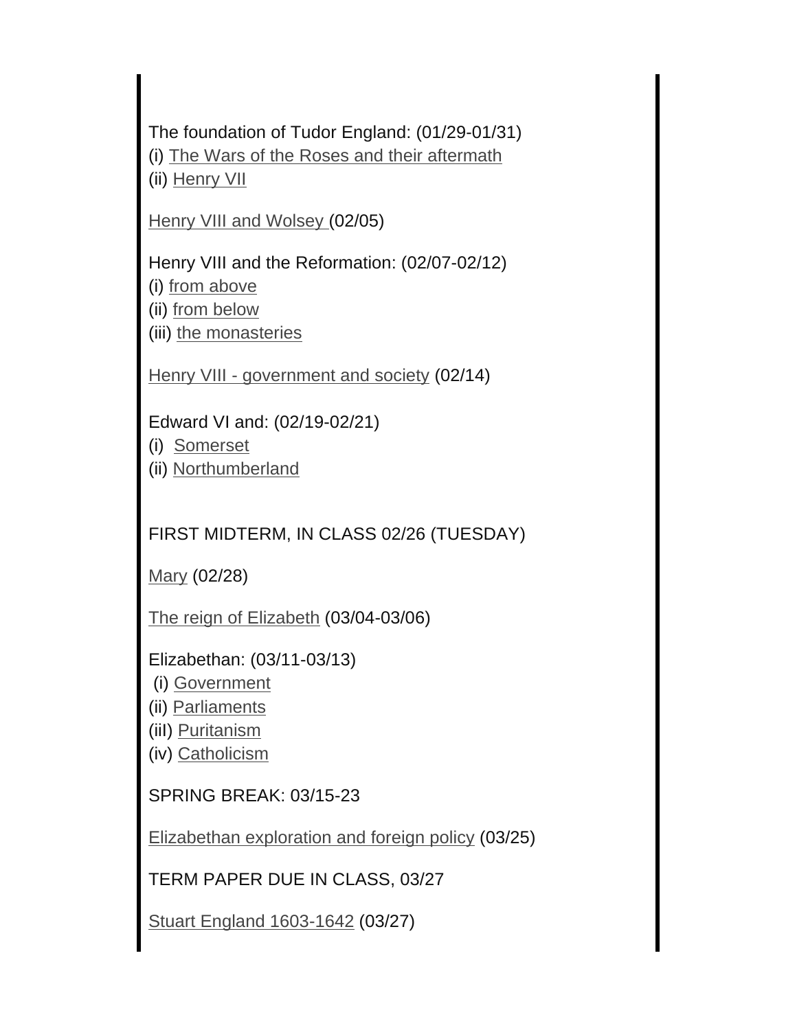The foundation of Tudor England: (01/29-01/31)
(i) The Wars of the Roses and their aftermath
(ii) Henry VII

Henry VIII and Wolsey (02/05)

Henry VIII and the Reformation: (02/07-02/12)
(i) from above
(ii) from below
(iii) the monasteries

Henry VIII - government and society (02/14)

Edward VI and: (02/19-02/21)
(i) Somerset
(ii) Northumberland

FIRST MIDTERM, IN CLASS 02/26 (TUESDAY)

Mary (02/28)

The reign of Elizabeth (03/04-03/06)

Elizabethan: (03/11-03/13)
(i) Government
(ii) Parliaments
(iiI) Puritanism
(iv) Catholicism

SPRING BREAK: 03/15-23

Elizabethan exploration and foreign policy (03/25)

TERM PAPER DUE IN CLASS, 03/27

Stuart England 1603-1642 (03/27)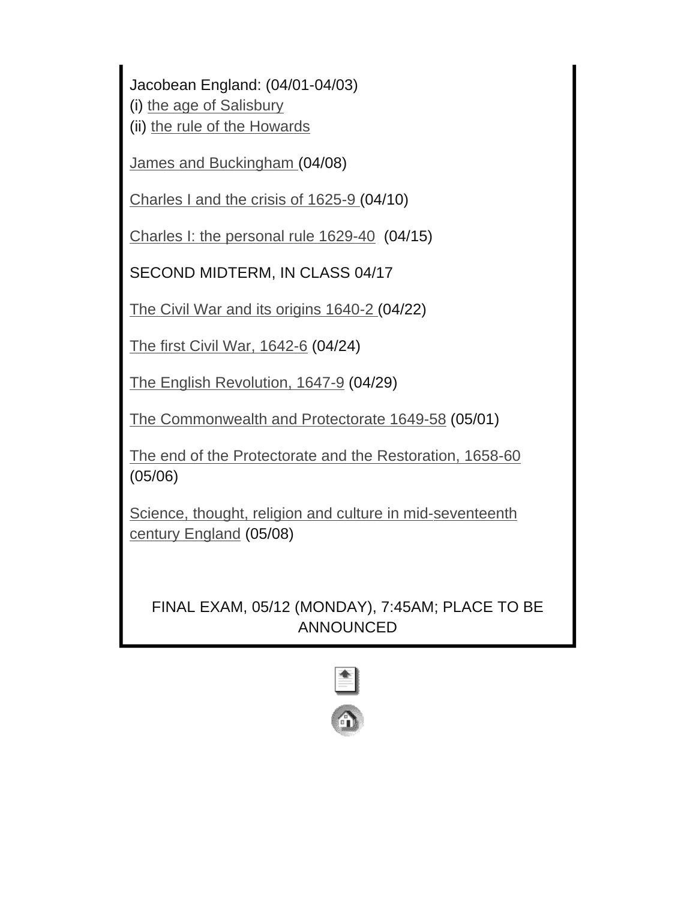Jacobean England: (04/01-04/03)
(i) the age of Salisbury
(ii) the rule of the Howards

James and Buckingham (04/08)

Charles I and the crisis of 1625-9 (04/10)

Charles I: the personal rule 1629-40 (04/15)

SECOND MIDTERM, IN CLASS 04/17

The Civil War and its origins 1640-2 (04/22)

The first Civil War, 1642-6 (04/24)

The English Revolution, 1647-9 (04/29)

The Commonwealth and Protectorate 1649-58 (05/01)

The end of the Protectorate and the Restoration, 1658-60 (05/06)

Science, thought, religion and culture in mid-seventeenth century England (05/08)

FINAL EXAM, 05/12 (MONDAY), 7:45AM; PLACE TO BE ANNOUNCED